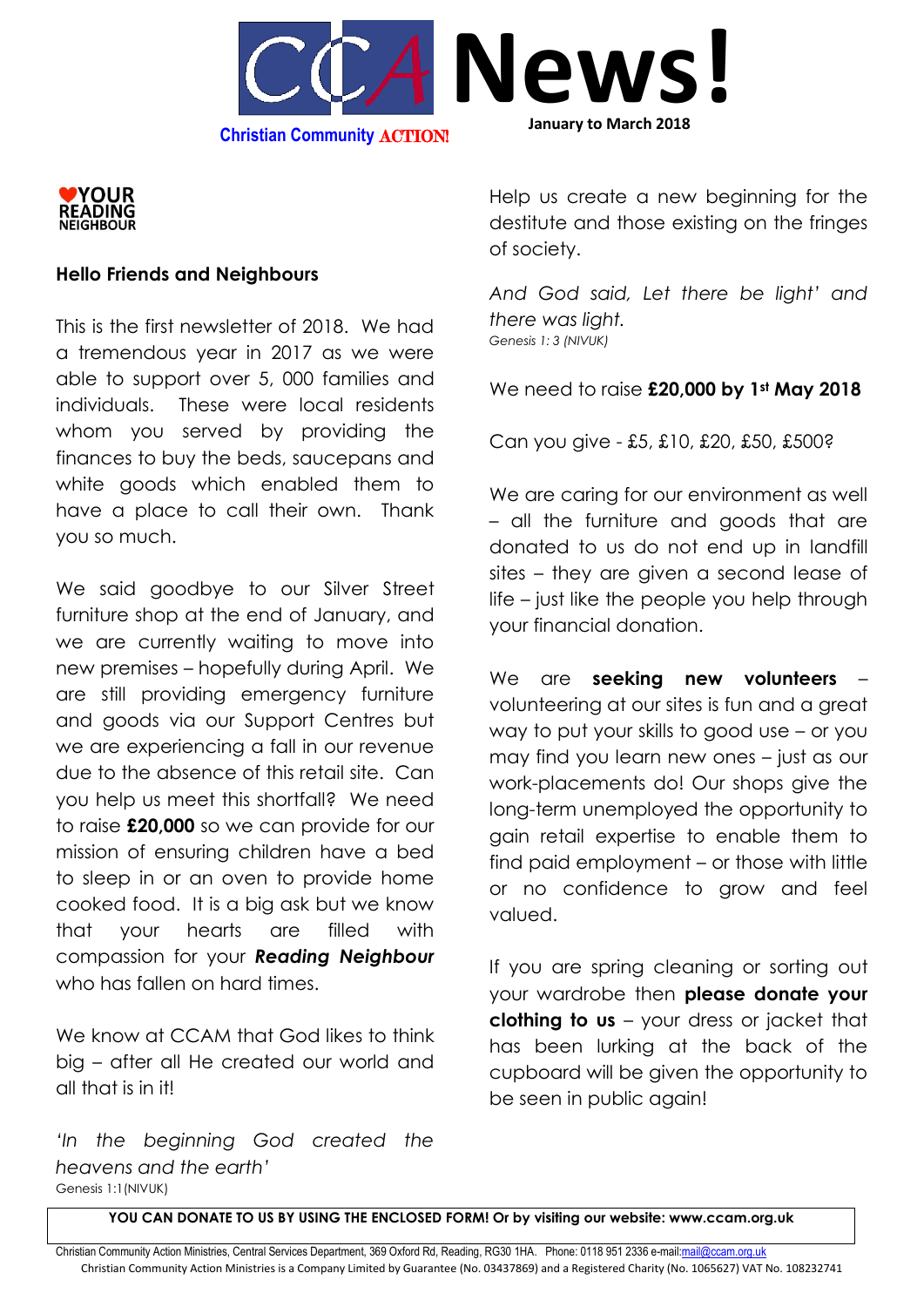# CCAM News!

**Christian Community ACTION!**

**January to March 2018**

**❤YOUR READING NEIGHBOUR**

## Hello Friends and Neighbours

This is the first newsletter of 2018. We had a tremendous year in 2017 as we were able to support over 5, 000 families and individuals. These were local residents whom you served by providing the finances to buy the beds, saucepans and white goods which enabled them to have a place to call their own. Thank you so much.

We said goodbye to our Silver Street furniture shop at the end of January, and we are currently waiting to move into new premises – hopefully during April. We are still providing emergency furniture and goods via our Support Centres but we are experiencing a fall in our revenue due to the absence of this retail site. Can you help us meet this shortfall? We need to raise **£20,000** so we can provide for our mission of ensuring children have a bed to sleep in or an oven to provide home cooked food. It is a big ask but we know that your hearts are filled with compassion for your ***Reading Neighbour*** who has fallen on hard times.

We know at CCAM that God likes to think big – after all He created our world and all that is in it!

*'In the beginning God created the heavens and the earth'*
Genesis 1:1(NIVUK)

Help us create a new beginning for the destitute and those existing on the fringes of society.

*And God said, Let there be light' and there was light.*
*Genesis 1: 3 (NIVUK)*

We need to raise **£20,000 by 1st May 2018**

Can you give - £5, £10, £20, £50, £500?

We are caring for our environment as well – all the furniture and goods that are donated to us do not end up in landfill sites – they are given a second lease of life – just like the people you help through your financial donation.

We are **seeking new volunteers** – volunteering at our sites is fun and a great way to put your skills to good use – or you may find you learn new ones – just as our work-placements do! Our shops give the long-term unemployed the opportunity to gain retail expertise to enable them to find paid employment – or those with little or no confidence to grow and feel valued.

If you are spring cleaning or sorting out your wardrobe then **please donate your clothing to us** – your dress or jacket that has been lurking at the back of the cupboard will be given the opportunity to be seen in public again!

**YOU CAN DONATE TO US BY USING THE ENCLOSED FORM! Or by visiting our website: www.ccam.org.uk**

Christian Community Action Ministries, Central Services Department, 369 Oxford Rd, Reading, RG30 1HA. Phone: 0118 951 2336 e-mail:mail@ccam.org.uk
Christian Community Action Ministries is a Company Limited by Guarantee (No. 03437869) and a Registered Charity (No. 1065627) VAT No. 108232741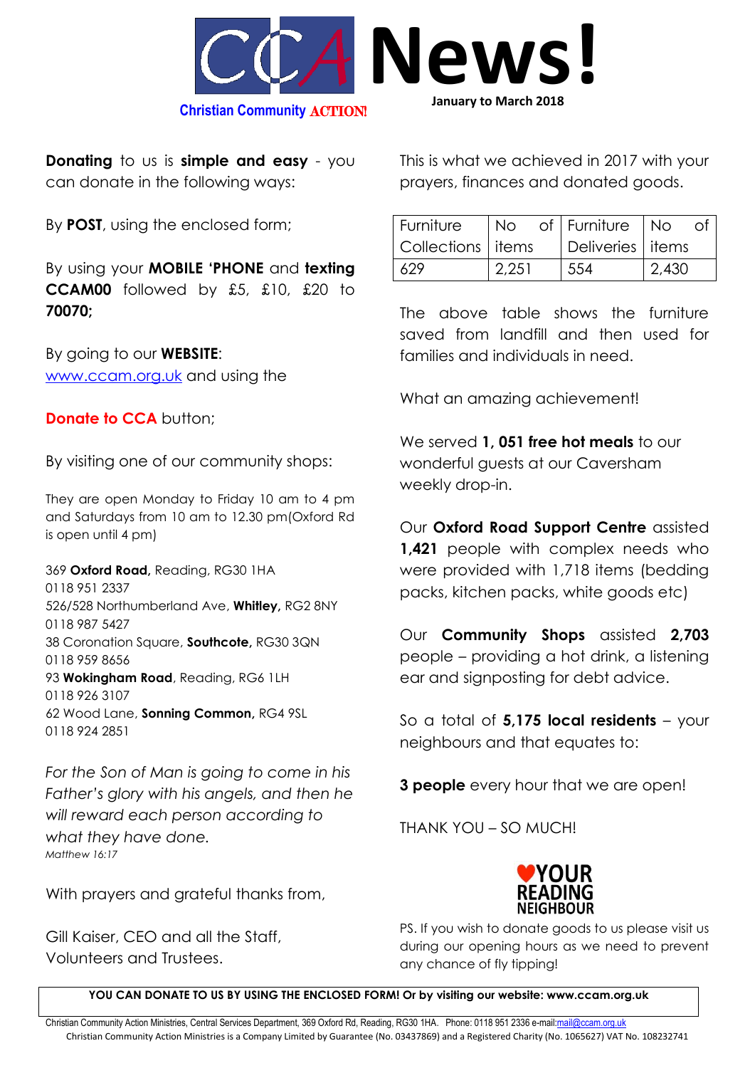# CCA News!

**Christian Community ACTION!**

**January to March 2018**

**Donating** to us is **simple and easy** - you can donate in the following ways:

By **POST**, using the enclosed form;

By using your **MOBILE 'PHONE** and **texting CCAM00** followed by £5, £10, £20 to **70070;**

By going to our **WEBSITE**: www.ccam.org.uk and using the

**Donate to CCA** button;

By visiting one of our community shops:

They are open Monday to Friday 10 am to 4 pm and Saturdays from 10 am to 12.30 pm(Oxford Rd is open until 4 pm)

369 **Oxford Road,** Reading, RG30 1HA
0118 951 2337
526/528 Northumberland Ave, **Whitley,** RG2 8NY
0118 987 5427
38 Coronation Square, **Southcote,** RG30 3QN
0118 959 8656
93 **Wokingham Road**, Reading, RG6 1LH
0118 926 3107
62 Wood Lane, **Sonning Common,** RG4 9SL
0118 924 2851

*For the Son of Man is going to come in his Father's glory with his angels, and then he will reward each person according to what they have done.*
*Matthew 16:17*

With prayers and grateful thanks from,

Gill Kaiser, CEO and all the Staff, Volunteers and Trustees.

This is what we achieved in 2017 with your prayers, finances and donated goods.

| Furniture Collections | No of items | Furniture Deliveries | No of items |
|---|---|---|---|
| 629 | 2,251 | 554 | 2,430 |

The above table shows the furniture saved from landfill and then used for families and individuals in need.

What an amazing achievement!

We served **1, 051 free hot meals** to our wonderful guests at our Caversham weekly drop-in.

Our **Oxford Road Support Centre** assisted **1,421** people with complex needs who were provided with 1,718 items (bedding packs, kitchen packs, white goods etc)

Our **Community Shops** assisted **2,703** people – providing a hot drink, a listening ear and signposting for debt advice.

So a total of **5,175 local residents** – your neighbours and that equates to:

**3 people** every hour that we are open!

THANK YOU – SO MUCH!

YOUR READING NEIGHBOUR

PS. If you wish to donate goods to us please visit us during our opening hours as we need to prevent any chance of fly tipping!

**YOU CAN DONATE TO US BY USING THE ENCLOSED FORM! Or by visiting our website: www.ccam.org.uk**

Christian Community Action Ministries, Central Services Department, 369 Oxford Rd, Reading, RG30 1HA. Phone: 0118 951 2336 e-mail:mail@ccam.org.uk
Christian Community Action Ministries is a Company Limited by Guarantee (No. 03437869) and a Registered Charity (No. 1065627) VAT No. 108232741